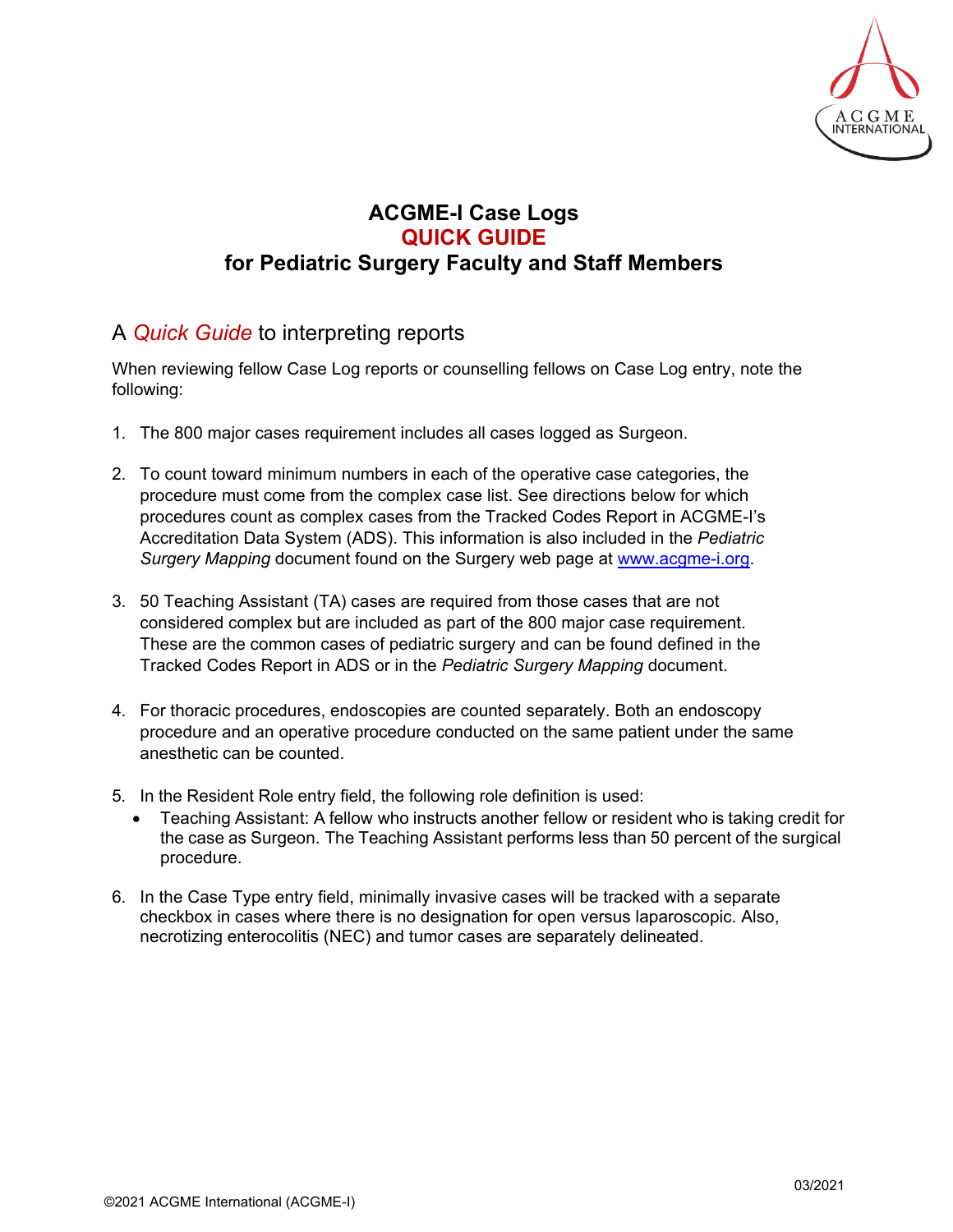# ACGME-I Case Logs
# QUICK GUIDE
# for Pediatric Surgery Faculty and Staff Members

## A *Quick Guide* to interpreting reports

When reviewing fellow Case Log reports or counselling fellows on Case Log entry, note the following:

1. The 800 major cases requirement includes all cases logged as Surgeon.

2. To count toward minimum numbers in each of the operative case categories, the procedure must come from the complex case list. See directions below for which procedures count as complex cases from the Tracked Codes Report in ACGME-I's Accreditation Data System (ADS). This information is also included in the *Pediatric Surgery Mapping* document found on the Surgery web page at www.acgme-i.org.

3. 50 Teaching Assistant (TA) cases are required from those cases that are not considered complex but are included as part of the 800 major case requirement. These are the common cases of pediatric surgery and can be found defined in the Tracked Codes Report in ADS or in the *Pediatric Surgery Mapping* document.

4. For thoracic procedures, endoscopies are counted separately. Both an endoscopy procedure and an operative procedure conducted on the same patient under the same anesthetic can be counted.

5. In the Resident Role entry field, the following role definition is used:
   - Teaching Assistant: A fellow who instructs another fellow or resident who is taking credit for the case as Surgeon. The Teaching Assistant performs less than 50 percent of the surgical procedure.

6. In the Case Type entry field, minimally invasive cases will be tracked with a separate checkbox in cases where there is no designation for open versus laparoscopic. Also, necrotizing enterocolitis (NEC) and tumor cases are separately delineated.

03/2021

©2021 ACGME International (ACGME-I)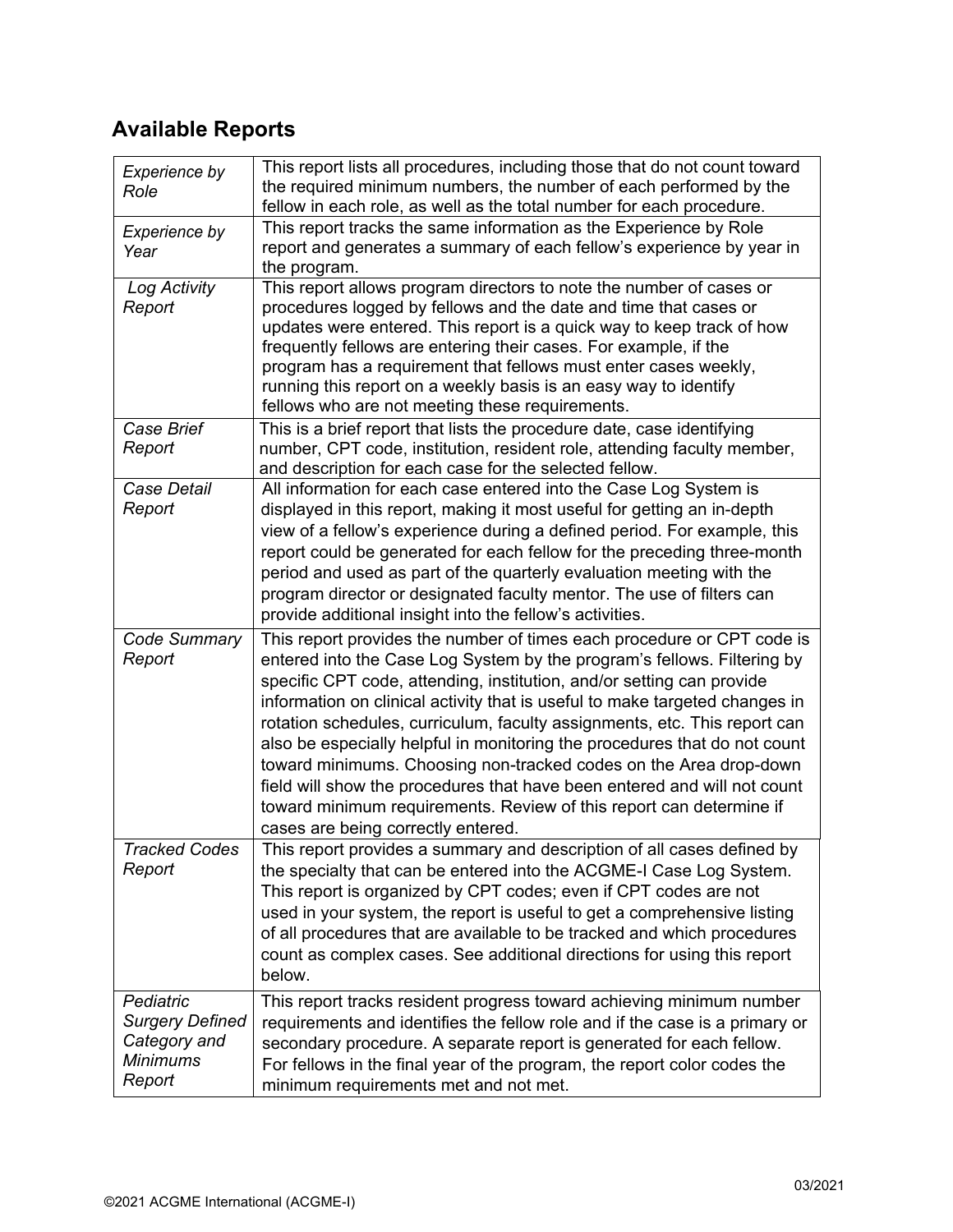## Available Reports

| | |
|---|---|
| *Experience by Role* | This report lists all procedures, including those that do not count toward the required minimum numbers, the number of each performed by the fellow in each role, as well as the total number for each procedure. |
| *Experience by Year* | This report tracks the same information as the Experience by Role report and generates a summary of each fellow's experience by year in the program. |
| *Log Activity Report* | This report allows program directors to note the number of cases or procedures logged by fellows and the date and time that cases or updates were entered. This report is a quick way to keep track of how frequently fellows are entering their cases. For example, if the program has a requirement that fellows must enter cases weekly, running this report on a weekly basis is an easy way to identify fellows who are not meeting these requirements. |
| *Case Brief Report* | This is a brief report that lists the procedure date, case identifying number, CPT code, institution, resident role, attending faculty member, and description for each case for the selected fellow. |
| *Case Detail Report* | All information for each case entered into the Case Log System is displayed in this report, making it most useful for getting an in-depth view of a fellow's experience during a defined period. For example, this report could be generated for each fellow for the preceding three-month period and used as part of the quarterly evaluation meeting with the program director or designated faculty mentor. The use of filters can provide additional insight into the fellow's activities. |
| *Code Summary Report* | This report provides the number of times each procedure or CPT code is entered into the Case Log System by the program's fellows. Filtering by specific CPT code, attending, institution, and/or setting can provide information on clinical activity that is useful to make targeted changes in rotation schedules, curriculum, faculty assignments, etc. This report can also be especially helpful in monitoring the procedures that do not count toward minimums. Choosing non-tracked codes on the Area drop-down field will show the procedures that have been entered and will not count toward minimum requirements. Review of this report can determine if cases are being correctly entered. |
| *Tracked Codes Report* | This report provides a summary and description of all cases defined by the specialty that can be entered into the ACGME-I Case Log System. This report is organized by CPT codes; even if CPT codes are not used in your system, the report is useful to get a comprehensive listing of all procedures that are available to be tracked and which procedures count as complex cases. See additional directions for using this report below. |
| *Pediatric Surgery Defined Category and Minimums Report* | This report tracks resident progress toward achieving minimum number requirements and identifies the fellow role and if the case is a primary or secondary procedure. A separate report is generated for each fellow. For fellows in the final year of the program, the report color codes the minimum requirements met and not met. |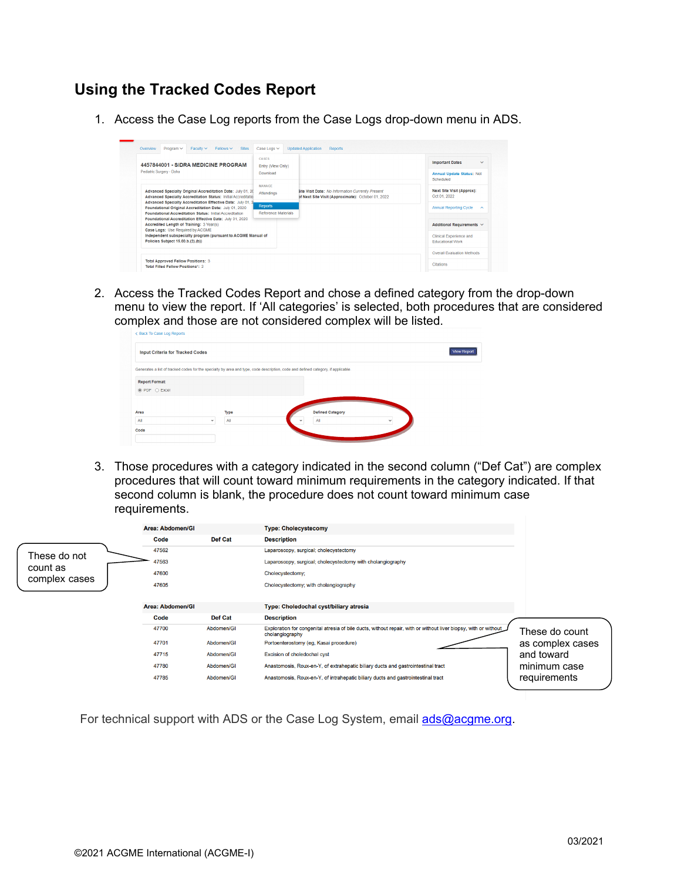## Using the Tracked Codes Report

1. Access the Case Log reports from the Case Logs drop-down menu in ADS.

2. Access the Tracked Codes Report and chose a defined category from the drop-down menu to view the report. If 'All categories' is selected, both procedures that are considered complex and those are not considered complex will be listed.

3. Those procedures with a category indicated in the second column ("Def Cat") are complex procedures that will count toward minimum requirements in the category indicated. If that second column is blank, the procedure does not count toward minimum case requirements.

**Area: Abdomen/GI** — **Type: Cholecystectomy**

| Code | Def Cat | Description |
|---|---|---|
| 47562 | | Laparoscopy, surgical; cholecystectomy |
| 47563 | | Laparoscopy, surgical; cholecystectomy with cholangiography |
| 47600 | | Cholecystectomy; |
| 47605 | | Cholecystectomy; with cholangiography |

These do not count as complex cases

**Area: Abdomen/GI** — **Type: Choledochal cyst/biliary atresia**

| Code | Def Cat | Description |
|---|---|---|
| 47700 | Abdomen/GI | Exploration for congenital atresia of bile ducts, without repair, with or without liver biopsy, with or without cholangiography |
| 47701 | Abdomen/GI | Portoenterostomy (eg, Kasai procedure) |
| 47715 | Abdomen/GI | Excision of choledochal cyst |
| 47780 | Abdomen/GI | Anastomosis, Roux-en-Y, of extrahepatic biliary ducts and gastrointestinal tract |
| 47785 | Abdomen/GI | Anastomosis, Roux-en-Y, of intrahepatic biliary ducts and gastrointestinal tract |

These do count as complex cases and toward minimum case requirements

For technical support with ADS or the Case Log System, email ads@acgme.org.

03/2021

©2021 ACGME International (ACGME-I)